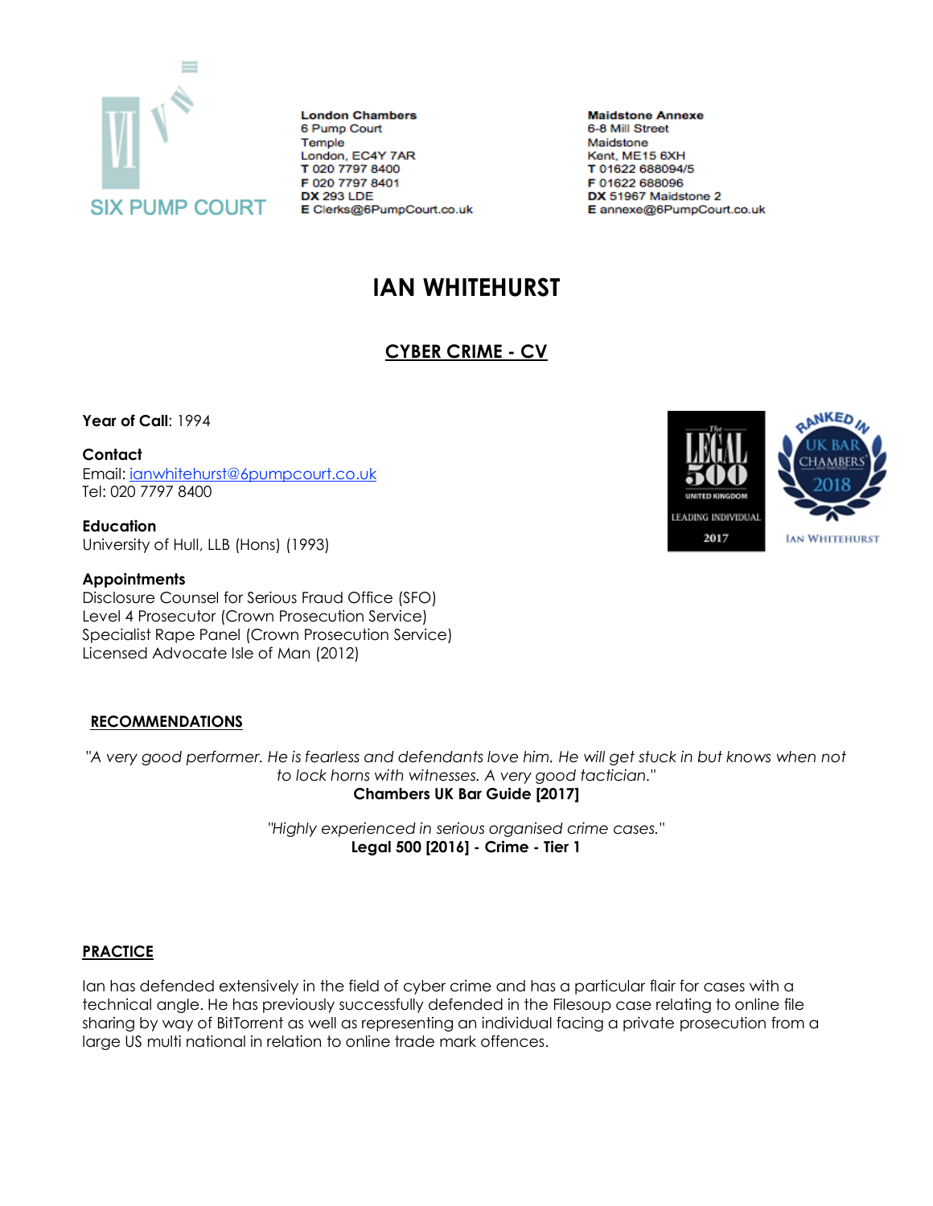SIX PUMP COURT

**London Chambers**
6 Pump Court
Temple
London, EC4Y 7AR
**T** 020 7797 8400
**F** 020 7797 8401
**DX** 293 LDE
**E** Clerks@6PumpCourt.co.uk

**Maidstone Annexe**
6-8 Mill Street
Maidstone
Kent, ME15 6XH
**T** 01622 688094/5
**F** 01622 688096
**DX** 51967 Maidstone 2
**E** annexe@6PumpCourt.co.uk

# IAN WHITEHURST

## CYBER CRIME - CV

**Year of Call**: 1994

**Contact**
Email: ianwhitehurst@6pumpcourt.co.uk
Tel: 020 7797 8400

**Education**
University of Hull, LLB (Hons) (1993)

**Appointments**
Disclosure Counsel for Serious Fraud Office (SFO)
Level 4 Prosecutor (Crown Prosecution Service)
Specialist Rape Panel (Crown Prosecution Service)
Licensed Advocate Isle of Man (2012)

The Legal 500 United Kingdom Leading Individual 2017

Ranked in UK Bar Chambers 2018 – Ian Whitehurst

### RECOMMENDATIONS

*"A very good performer. He is fearless and defendants love him. He will get stuck in but knows when not to lock horns with witnesses. A very good tactician."*
**Chambers UK Bar Guide [2017]**

*"Highly experienced in serious organised crime cases."*
**Legal 500 [2016] - Crime - Tier 1**

### PRACTICE

Ian has defended extensively in the field of cyber crime and has a particular flair for cases with a technical angle. He has previously successfully defended in the Filesoup case relating to online file sharing by way of BitTorrent as well as representing an individual facing a private prosecution from a large US multi national in relation to online trade mark offences.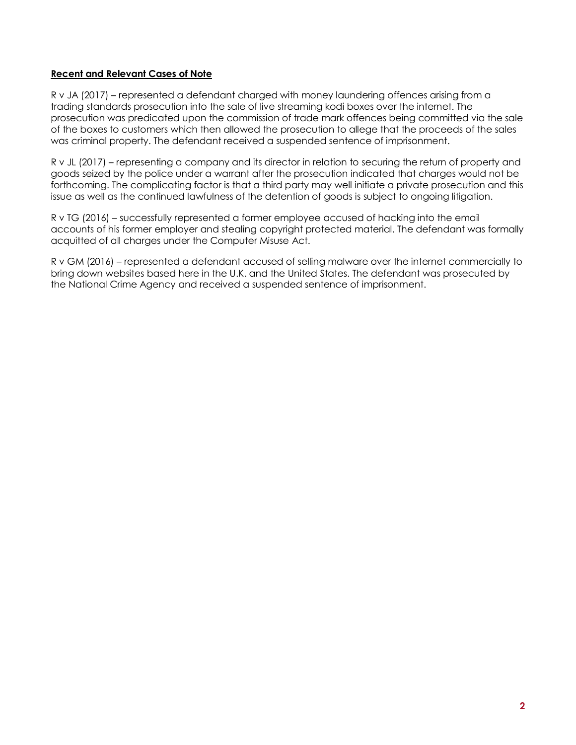**Recent and Relevant Cases of Note**

R v JA (2017) – represented a defendant charged with money laundering offences arising from a trading standards prosecution into the sale of live streaming kodi boxes over the internet. The prosecution was predicated upon the commission of trade mark offences being committed via the sale of the boxes to customers which then allowed the prosecution to allege that the proceeds of the sales was criminal property. The defendant received a suspended sentence of imprisonment.

R v JL (2017) – representing a company and its director in relation to securing the return of property and goods seized by the police under a warrant after the prosecution indicated that charges would not be forthcoming. The complicating factor is that a third party may well initiate a private prosecution and this issue as well as the continued lawfulness of the detention of goods is subject to ongoing litigation.

R v TG (2016) – successfully represented a former employee accused of hacking into the email accounts of his former employer and stealing copyright protected material. The defendant was formally acquitted of all charges under the Computer Misuse Act.

R v GM (2016) – represented a defendant accused of selling malware over the internet commercially to bring down websites based here in the U.K. and the United States. The defendant was prosecuted by the National Crime Agency and received a suspended sentence of imprisonment.